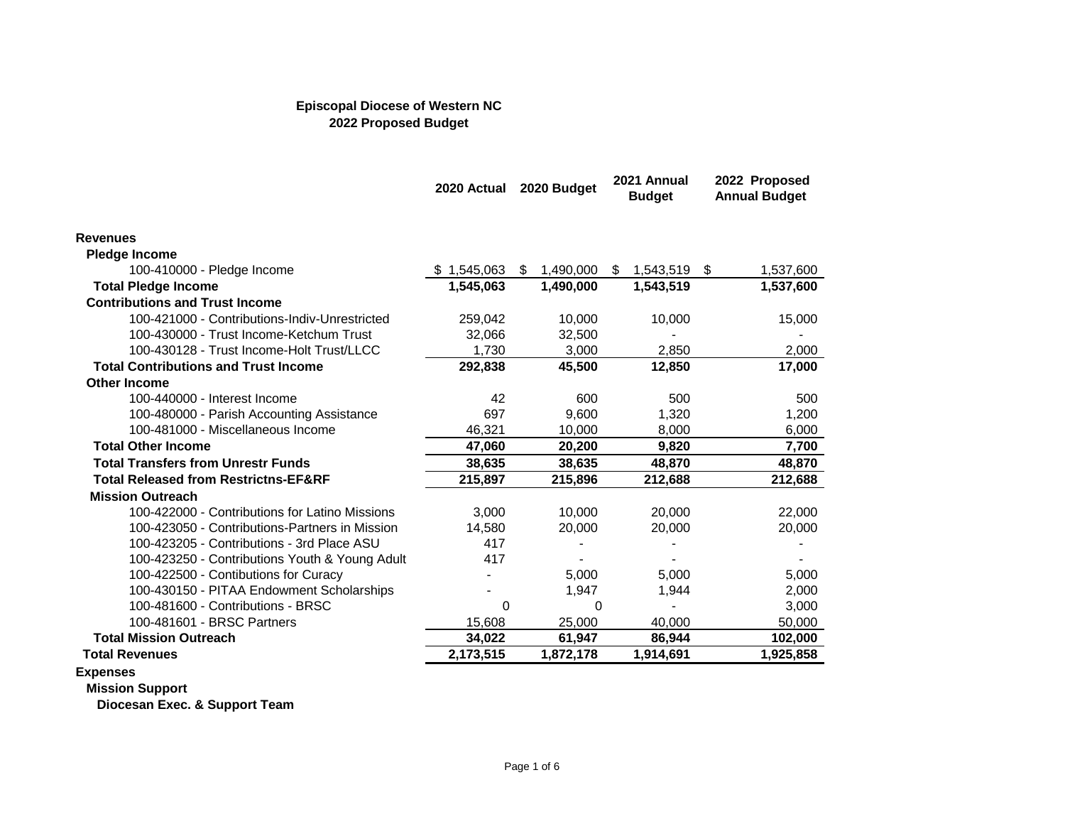**Episcopal Diocese of Western NC**
**2022 Proposed Budget**

| | 2020 Actual | 2020 Budget | 2021 Annual Budget | 2022 Proposed Annual Budget |
|---|---|---|---|---|
| **Revenues** | | | | |
| **Pledge Income** | | | | |
| 100-410000 - Pledge Income | $ 1,545,063 | $ 1,490,000 | $ 1,543,519 | $ 1,537,600 |
| **Total Pledge Income** | **1,545,063** | **1,490,000** | **1,543,519** | **1,537,600** |
| **Contributions and Trust Income** | | | | |
| 100-421000 - Contributions-Indiv-Unrestricted | 259,042 | 10,000 | 10,000 | 15,000 |
| 100-430000 - Trust Income-Ketchum Trust | 32,066 | 32,500 | - | - |
| 100-430128 - Trust Income-Holt Trust/LLCC | 1,730 | 3,000 | 2,850 | 2,000 |
| **Total Contributions and Trust Income** | **292,838** | **45,500** | **12,850** | **17,000** |
| **Other Income** | | | | |
| 100-440000 - Interest Income | 42 | 600 | 500 | 500 |
| 100-480000 - Parish Accounting Assistance | 697 | 9,600 | 1,320 | 1,200 |
| 100-481000 - Miscellaneous Income | 46,321 | 10,000 | 8,000 | 6,000 |
| **Total Other Income** | **47,060** | **20,200** | **9,820** | **7,700** |
| **Total Transfers from Unrestr Funds** | **38,635** | **38,635** | **48,870** | **48,870** |
| **Total Released from Restrictns-EF&RF** | **215,897** | **215,896** | **212,688** | **212,688** |
| **Mission Outreach** | | | | |
| 100-422000 - Contributions for Latino Missions | 3,000 | 10,000 | 20,000 | 22,000 |
| 100-423050 - Contributions-Partners in Mission | 14,580 | 20,000 | 20,000 | 20,000 |
| 100-423205 - Contributions - 3rd Place ASU | 417 | - | - | - |
| 100-423250 - Contributions Youth & Young Adult | 417 | - | - | - |
| 100-422500 - Contibutions for Curacy | - | 5,000 | 5,000 | 5,000 |
| 100-430150 - PITAA Endowment Scholarships | - | 1,947 | 1,944 | 2,000 |
| 100-481600 - Contributions - BRSC | 0 | 0 | - | 3,000 |
| 100-481601 - BRSC Partners | 15,608 | 25,000 | 40,000 | 50,000 |
| **Total Mission Outreach** | **34,022** | **61,947** | **86,944** | **102,000** |
| **Total Revenues** | **2,173,515** | **1,872,178** | **1,914,691** | **1,925,858** |
| **Expenses** | | | | |
| **Mission Support** | | | | |
| **Diocesan Exec. & Support Team** | | | | |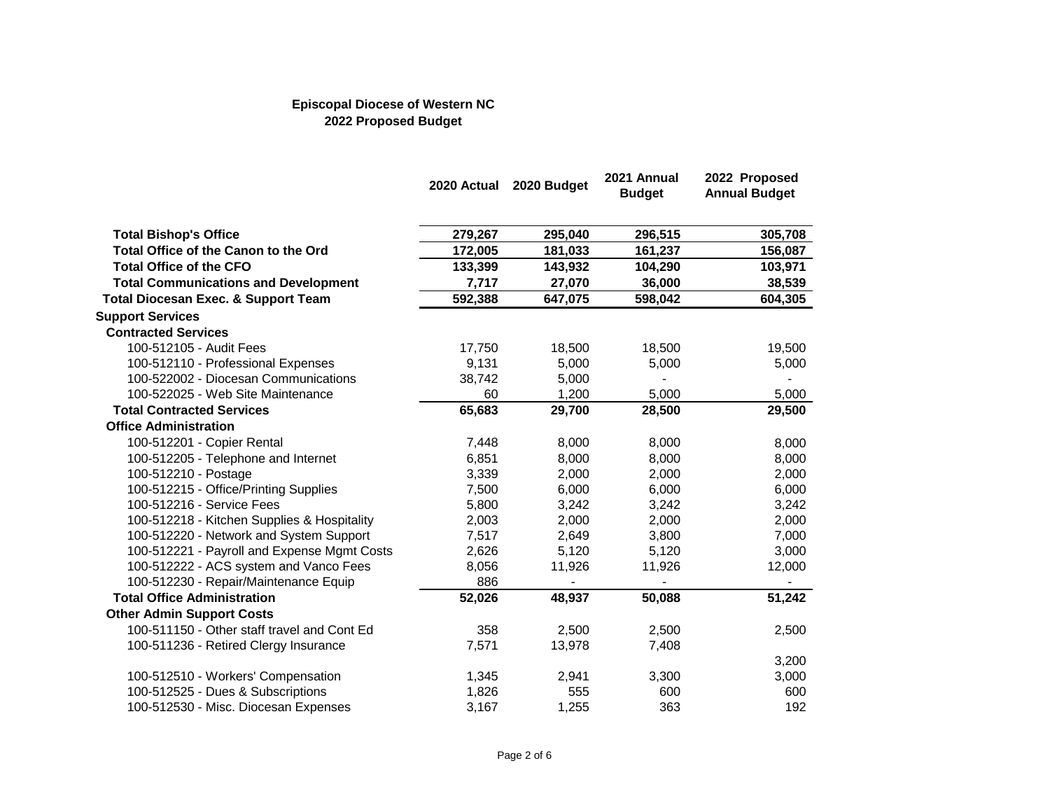**Episcopal Diocese of Western NC**
**2022 Proposed Budget**

| | 2020 Actual | 2020 Budget | 2021 Annual Budget | 2022 Proposed Annual Budget |
|---|---|---|---|---|
| **Total Bishop's Office** | **279,267** | **295,040** | **296,515** | **305,708** |
| **Total Office of the Canon to the Ord** | **172,005** | **181,033** | **161,237** | **156,087** |
| **Total Office of the CFO** | **133,399** | **143,932** | **104,290** | **103,971** |
| **Total Communications and Development** | **7,717** | **27,070** | **36,000** | **38,539** |
| **Total Diocesan Exec. & Support Team** | **592,388** | **647,075** | **598,042** | **604,305** |
| **Support Services** | | | | |
| **Contracted Services** | | | | |
| 100-512105 - Audit Fees | 17,750 | 18,500 | 18,500 | 19,500 |
| 100-512110 - Professional Expenses | 9,131 | 5,000 | 5,000 | 5,000 |
| 100-522002 - Diocesan Communications | 38,742 | 5,000 | - | - |
| 100-522025 - Web Site Maintenance | 60 | 1,200 | 5,000 | 5,000 |
| **Total Contracted Services** | **65,683** | **29,700** | **28,500** | **29,500** |
| **Office Administration** | | | | |
| 100-512201 - Copier Rental | 7,448 | 8,000 | 8,000 | 8,000 |
| 100-512205 - Telephone and Internet | 6,851 | 8,000 | 8,000 | 8,000 |
| 100-512210 - Postage | 3,339 | 2,000 | 2,000 | 2,000 |
| 100-512215 - Office/Printing Supplies | 7,500 | 6,000 | 6,000 | 6,000 |
| 100-512216 - Service Fees | 5,800 | 3,242 | 3,242 | 3,242 |
| 100-512218 - Kitchen Supplies & Hospitality | 2,003 | 2,000 | 2,000 | 2,000 |
| 100-512220 - Network and System Support | 7,517 | 2,649 | 3,800 | 7,000 |
| 100-512221 - Payroll and Expense Mgmt Costs | 2,626 | 5,120 | 5,120 | 3,000 |
| 100-512222 - ACS system and Vanco Fees | 8,056 | 11,926 | 11,926 | 12,000 |
| 100-512230 - Repair/Maintenance Equip | 886 | - | - | - |
| **Total Office Administration** | **52,026** | **48,937** | **50,088** | **51,242** |
| **Other Admin Support Costs** | | | | |
| 100-511150 - Other staff travel and Cont Ed | 358 | 2,500 | 2,500 | 2,500 |
| 100-511236 - Retired Clergy Insurance | 7,571 | 13,978 | 7,408 | 3,200 |
| 100-512510 - Workers' Compensation | 1,345 | 2,941 | 3,300 | 3,000 |
| 100-512525 - Dues & Subscriptions | 1,826 | 555 | 600 | 600 |
| 100-512530 - Misc. Diocesan Expenses | 3,167 | 1,255 | 363 | 192 |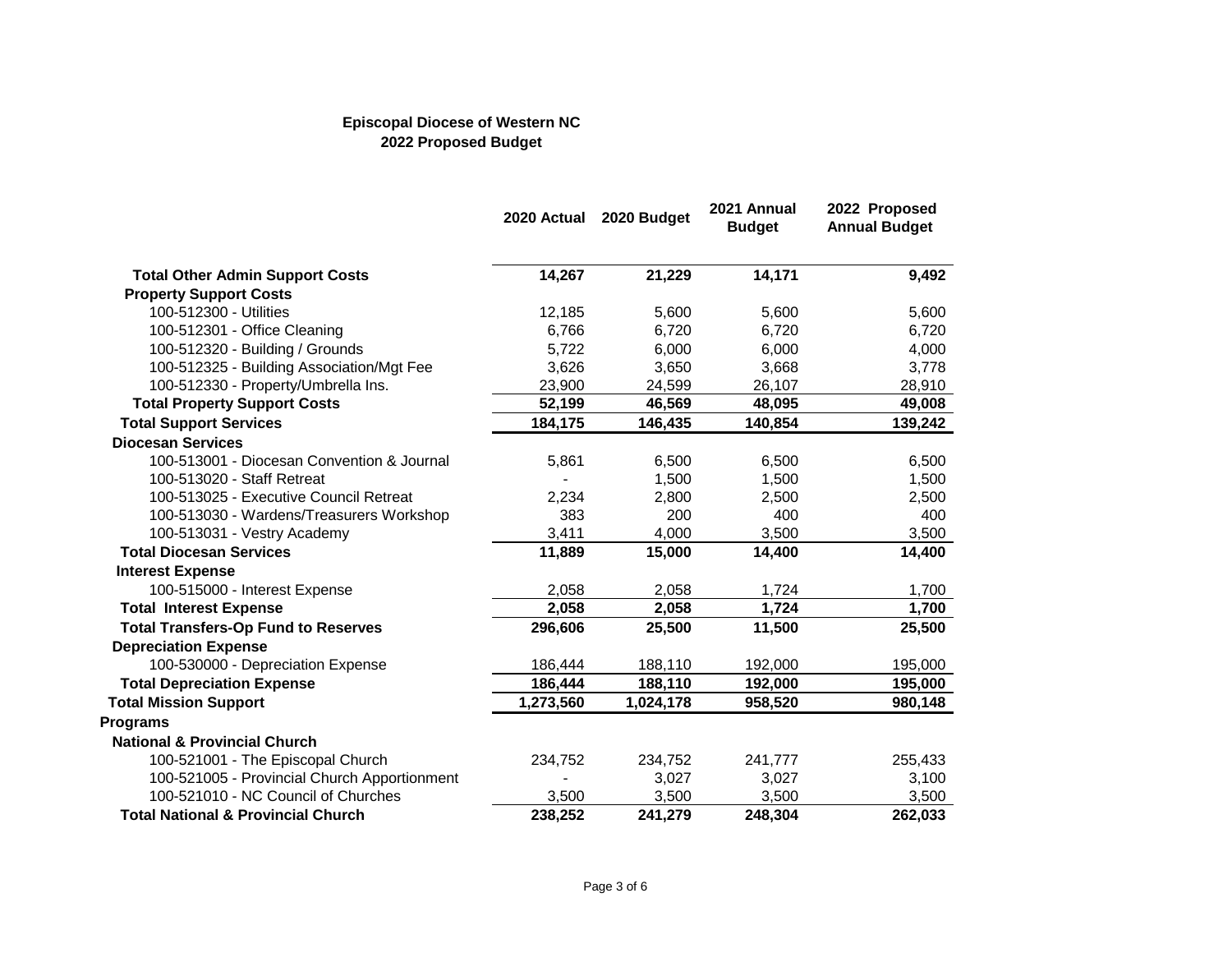**Episcopal Diocese of Western NC**
**2022 Proposed Budget**

| | 2020 Actual | 2020 Budget | 2021 Annual Budget | 2022 Proposed Annual Budget |
|---|---|---|---|---|
| **Total Other Admin Support Costs** | **14,267** | **21,229** | **14,171** | **9,492** |
| **Property Support Costs** | | | | |
| 100-512300 - Utilities | 12,185 | 5,600 | 5,600 | 5,600 |
| 100-512301 - Office Cleaning | 6,766 | 6,720 | 6,720 | 6,720 |
| 100-512320 - Building / Grounds | 5,722 | 6,000 | 6,000 | 4,000 |
| 100-512325 - Building Association/Mgt Fee | 3,626 | 3,650 | 3,668 | 3,778 |
| 100-512330 - Property/Umbrella Ins. | 23,900 | 24,599 | 26,107 | 28,910 |
| **Total Property Support Costs** | **52,199** | **46,569** | **48,095** | **49,008** |
| **Total Support Services** | **184,175** | **146,435** | **140,854** | **139,242** |
| **Diocesan Services** | | | | |
| 100-513001 - Diocesan Convention & Journal | 5,861 | 6,500 | 6,500 | 6,500 |
| 100-513020 - Staff Retreat | - | 1,500 | 1,500 | 1,500 |
| 100-513025 - Executive Council Retreat | 2,234 | 2,800 | 2,500 | 2,500 |
| 100-513030 - Wardens/Treasurers Workshop | 383 | 200 | 400 | 400 |
| 100-513031 - Vestry Academy | 3,411 | 4,000 | 3,500 | 3,500 |
| **Total Diocesan Services** | **11,889** | **15,000** | **14,400** | **14,400** |
| **Interest Expense** | | | | |
| 100-515000 - Interest Expense | 2,058 | 2,058 | 1,724 | 1,700 |
| **Total Interest Expense** | **2,058** | **2,058** | **1,724** | **1,700** |
| **Total Transfers-Op Fund to Reserves** | **296,606** | **25,500** | **11,500** | **25,500** |
| **Depreciation Expense** | | | | |
| 100-530000 - Depreciation Expense | 186,444 | 188,110 | 192,000 | 195,000 |
| **Total Depreciation Expense** | **186,444** | **188,110** | **192,000** | **195,000** |
| **Total Mission Support** | **1,273,560** | **1,024,178** | **958,520** | **980,148** |
| **Programs** | | | | |
| **National & Provincial Church** | | | | |
| 100-521001 - The Episcopal Church | 234,752 | 234,752 | 241,777 | 255,433 |
| 100-521005 - Provincial Church Apportionment | - | 3,027 | 3,027 | 3,100 |
| 100-521010 - NC Council of Churches | 3,500 | 3,500 | 3,500 | 3,500 |
| **Total National & Provincial Church** | **238,252** | **241,279** | **248,304** | **262,033** |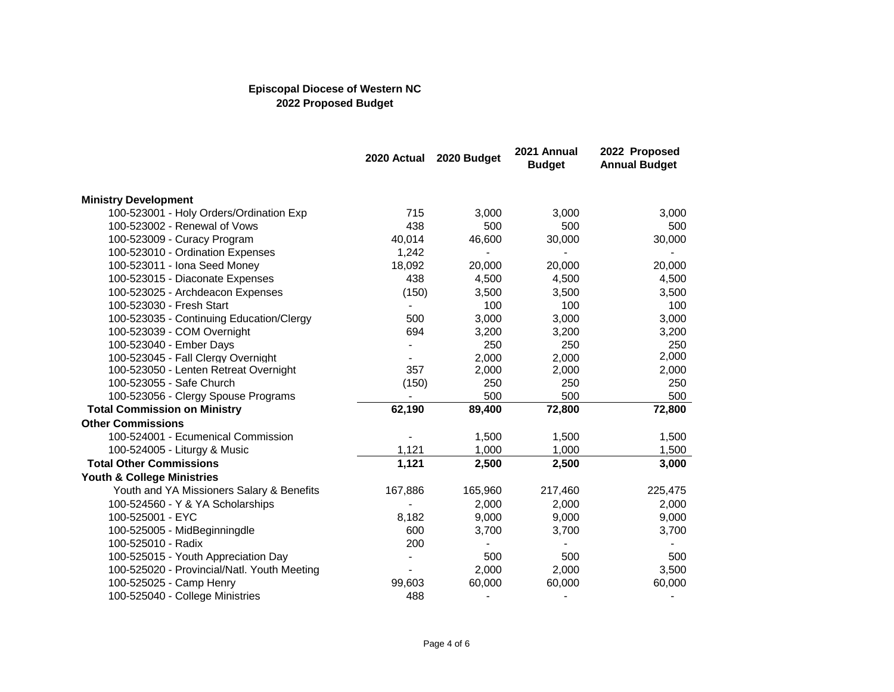**Episcopal Diocese of Western NC**
**2022 Proposed Budget**

| | 2020 Actual | 2020 Budget | 2021 Annual Budget | 2022 Proposed Annual Budget |
|---|---|---|---|---|
| **Ministry Development** | | | | |
| 100-523001 - Holy Orders/Ordination Exp | 715 | 3,000 | 3,000 | 3,000 |
| 100-523002 - Renewal of Vows | 438 | 500 | 500 | 500 |
| 100-523009 - Curacy Program | 40,014 | 46,600 | 30,000 | 30,000 |
| 100-523010 - Ordination Expenses | 1,242 | - | - | - |
| 100-523011 - Iona Seed Money | 18,092 | 20,000 | 20,000 | 20,000 |
| 100-523015 - Diaconate Expenses | 438 | 4,500 | 4,500 | 4,500 |
| 100-523025 - Archdeacon Expenses | (150) | 3,500 | 3,500 | 3,500 |
| 100-523030 - Fresh Start | - | 100 | 100 | 100 |
| 100-523035 - Continuing Education/Clergy | 500 | 3,000 | 3,000 | 3,000 |
| 100-523039 - COM Overnight | 694 | 3,200 | 3,200 | 3,200 |
| 100-523040 - Ember Days | - | 250 | 250 | 250 |
| 100-523045 - Fall Clergy Overnight | - | 2,000 | 2,000 | 2,000 |
| 100-523050 - Lenten Retreat Overnight | 357 | 2,000 | 2,000 | 2,000 |
| 100-523055 - Safe Church | (150) | 250 | 250 | 250 |
| 100-523056 - Clergy Spouse Programs | - | 500 | 500 | 500 |
| **Total Commission on Ministry** | **62,190** | **89,400** | **72,800** | **72,800** |
| **Other Commissions** | | | | |
| 100-524001 - Ecumenical Commission | - | 1,500 | 1,500 | 1,500 |
| 100-524005 - Liturgy & Music | 1,121 | 1,000 | 1,000 | 1,500 |
| **Total Other Commissions** | **1,121** | **2,500** | **2,500** | **3,000** |
| **Youth & College Ministries** | | | | |
| Youth and YA Missioners Salary & Benefits | 167,886 | 165,960 | 217,460 | 225,475 |
| 100-524560 - Y & YA Scholarships | - | 2,000 | 2,000 | 2,000 |
| 100-525001 - EYC | 8,182 | 9,000 | 9,000 | 9,000 |
| 100-525005 - MidBeginningdle | 600 | 3,700 | 3,700 | 3,700 |
| 100-525010 - Radix | 200 | - | - | - |
| 100-525015 - Youth Appreciation Day | - | 500 | 500 | 500 |
| 100-525020 - Provincial/Natl. Youth Meeting | - | 2,000 | 2,000 | 3,500 |
| 100-525025 - Camp Henry | 99,603 | 60,000 | 60,000 | 60,000 |
| 100-525040 - College Ministries | 488 | - | - | - |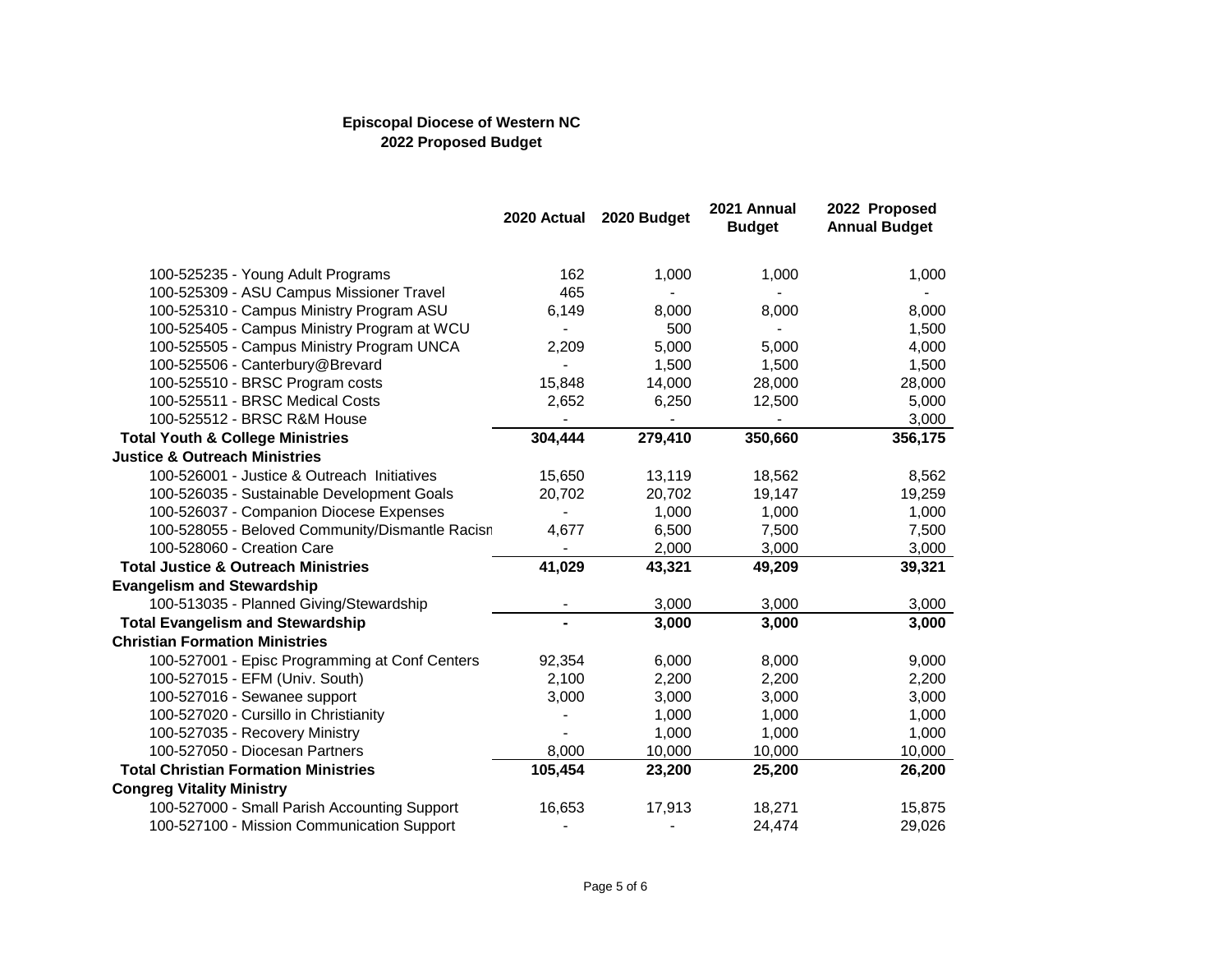**Episcopal Diocese of Western NC**
**2022 Proposed Budget**

| | 2020 Actual | 2020 Budget | 2021 Annual Budget | 2022 Proposed Annual Budget |
|---|---|---|---|---|
| 100-525235 - Young Adult Programs | 162 | 1,000 | 1,000 | 1,000 |
| 100-525309 - ASU Campus Missioner Travel | 465 | - | - | - |
| 100-525310 - Campus Ministry Program ASU | 6,149 | 8,000 | 8,000 | 8,000 |
| 100-525405 - Campus Ministry Program at WCU | - | 500 | - | 1,500 |
| 100-525505 - Campus Ministry Program UNCA | 2,209 | 5,000 | 5,000 | 4,000 |
| 100-525506 - Canterbury@Brevard | - | 1,500 | 1,500 | 1,500 |
| 100-525510 - BRSC Program costs | 15,848 | 14,000 | 28,000 | 28,000 |
| 100-525511 - BRSC Medical Costs | 2,652 | 6,250 | 12,500 | 5,000 |
| 100-525512 - BRSC R&M House | - | - | - | 3,000 |
| **Total Youth & College Ministries** | **304,444** | **279,410** | **350,660** | **356,175** |
| **Justice & Outreach Ministries** | | | | |
| 100-526001 - Justice & Outreach Initiatives | 15,650 | 13,119 | 18,562 | 8,562 |
| 100-526035 - Sustainable Development Goals | 20,702 | 20,702 | 19,147 | 19,259 |
| 100-526037 - Companion Diocese Expenses | - | 1,000 | 1,000 | 1,000 |
| 100-528055 - Beloved Community/Dismantle Racism | 4,677 | 6,500 | 7,500 | 7,500 |
| 100-528060 - Creation Care | - | 2,000 | 3,000 | 3,000 |
| **Total Justice & Outreach Ministries** | **41,029** | **43,321** | **49,209** | **39,321** |
| **Evangelism and Stewardship** | | | | |
| 100-513035 - Planned Giving/Stewardship | - | 3,000 | 3,000 | 3,000 |
| **Total Evangelism and Stewardship** | **-** | **3,000** | **3,000** | **3,000** |
| **Christian Formation Ministries** | | | | |
| 100-527001 - Episc Programming at Conf Centers | 92,354 | 6,000 | 8,000 | 9,000 |
| 100-527015 - EFM (Univ. South) | 2,100 | 2,200 | 2,200 | 2,200 |
| 100-527016 - Sewanee support | 3,000 | 3,000 | 3,000 | 3,000 |
| 100-527020 - Cursillo in Christianity | - | 1,000 | 1,000 | 1,000 |
| 100-527035 - Recovery Ministry | - | 1,000 | 1,000 | 1,000 |
| 100-527050 - Diocesan Partners | 8,000 | 10,000 | 10,000 | 10,000 |
| **Total Christian Formation Ministries** | **105,454** | **23,200** | **25,200** | **26,200** |
| **Congreg Vitality Ministry** | | | | |
| 100-527000 - Small Parish Accounting Support | 16,653 | 17,913 | 18,271 | 15,875 |
| 100-527100 - Mission Communication Support | - | - | 24,474 | 29,026 |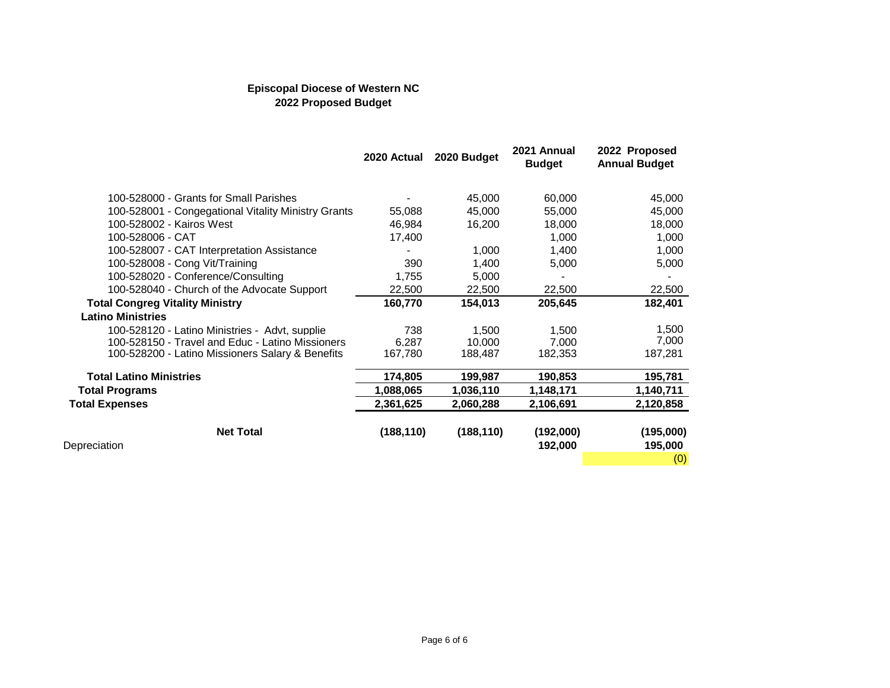**Episcopal Diocese of Western NC**
**2022 Proposed Budget**

| | 2020 Actual | 2020 Budget | 2021 Annual Budget | 2022 Proposed Annual Budget |
|---|---|---|---|---|
| 100-528000 - Grants for Small Parishes | - | 45,000 | 60,000 | 45,000 |
| 100-528001 - Congegational Vitality Ministry Grants | 55,088 | 45,000 | 55,000 | 45,000 |
| 100-528002 - Kairos West | 46,984 | 16,200 | 18,000 | 18,000 |
| 100-528006 - CAT | 17,400 | | 1,000 | 1,000 |
| 100-528007 - CAT Interpretation Assistance | - | 1,000 | 1,400 | 1,000 |
| 100-528008 - Cong Vit/Training | 390 | 1,400 | 5,000 | 5,000 |
| 100-528020 - Conference/Consulting | 1,755 | 5,000 | - | - |
| 100-528040 - Church of the Advocate Support | 22,500 | 22,500 | 22,500 | 22,500 |
| **Total Congreg Vitality Ministry** | **160,770** | **154,013** | **205,645** | **182,401** |
| **Latino Ministries** | | | | |
| 100-528120 - Latino Ministries - Advt, supplie | 738 | 1,500 | 1,500 | 1,500 |
| 100-528150 - Travel and Educ - Latino Missioners | 6,287 | 10,000 | 7,000 | 7,000 |
| 100-528200 - Latino Missioners Salary & Benefits | 167,780 | 188,487 | 182,353 | 187,281 |
| **Total Latino Ministries** | **174,805** | **199,987** | **190,853** | **195,781** |
| **Total Programs** | **1,088,065** | **1,036,110** | **1,148,171** | **1,140,711** |
| **Total Expenses** | **2,361,625** | **2,060,288** | **2,106,691** | **2,120,858** |
| **Net Total** | **(188,110)** | **(188,110)** | **(192,000)** | **(195,000)** |
| Depreciation | | | **192,000** | **195,000** |
| | | | | (0) |